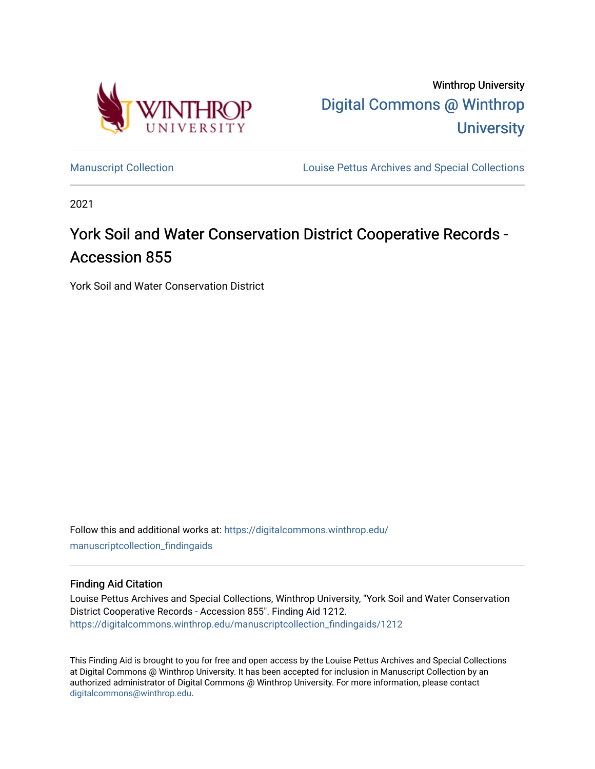Winthrop University

Digital Commons @ Winthrop University

Manuscript Collection

Louise Pettus Archives and Special Collections

2021

# York Soil and Water Conservation District Cooperative Records - Accession 855

York Soil and Water Conservation District

Follow this and additional works at: https://digitalcommons.winthrop.edu/manuscriptcollection_findingaids

## Finding Aid Citation

Louise Pettus Archives and Special Collections, Winthrop University, "York Soil and Water Conservation District Cooperative Records - Accession 855". Finding Aid 1212.
https://digitalcommons.winthrop.edu/manuscriptcollection_findingaids/1212

This Finding Aid is brought to you for free and open access by the Louise Pettus Archives and Special Collections at Digital Commons @ Winthrop University. It has been accepted for inclusion in Manuscript Collection by an authorized administrator of Digital Commons @ Winthrop University. For more information, please contact digitalcommons@winthrop.edu.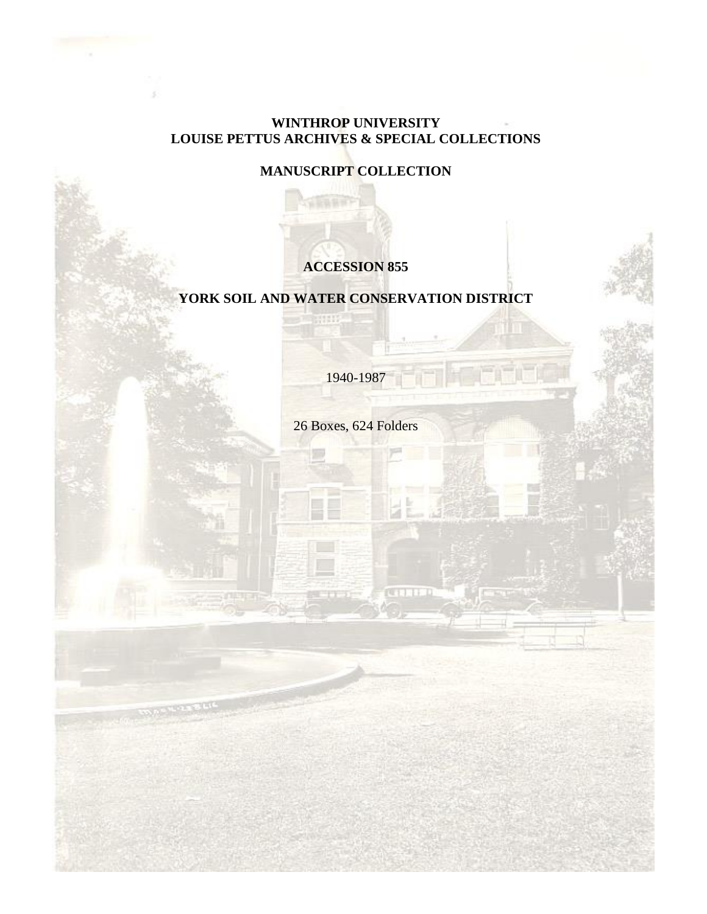**WINTHROP UNIVERSITY**
**LOUISE PETTUS ARCHIVES & SPECIAL COLLECTIONS**

**MANUSCRIPT COLLECTION**

**ACCESSION 855**

**YORK SOIL AND WATER CONSERVATION DISTRICT**

1940-1987

26 Boxes, 624 Folders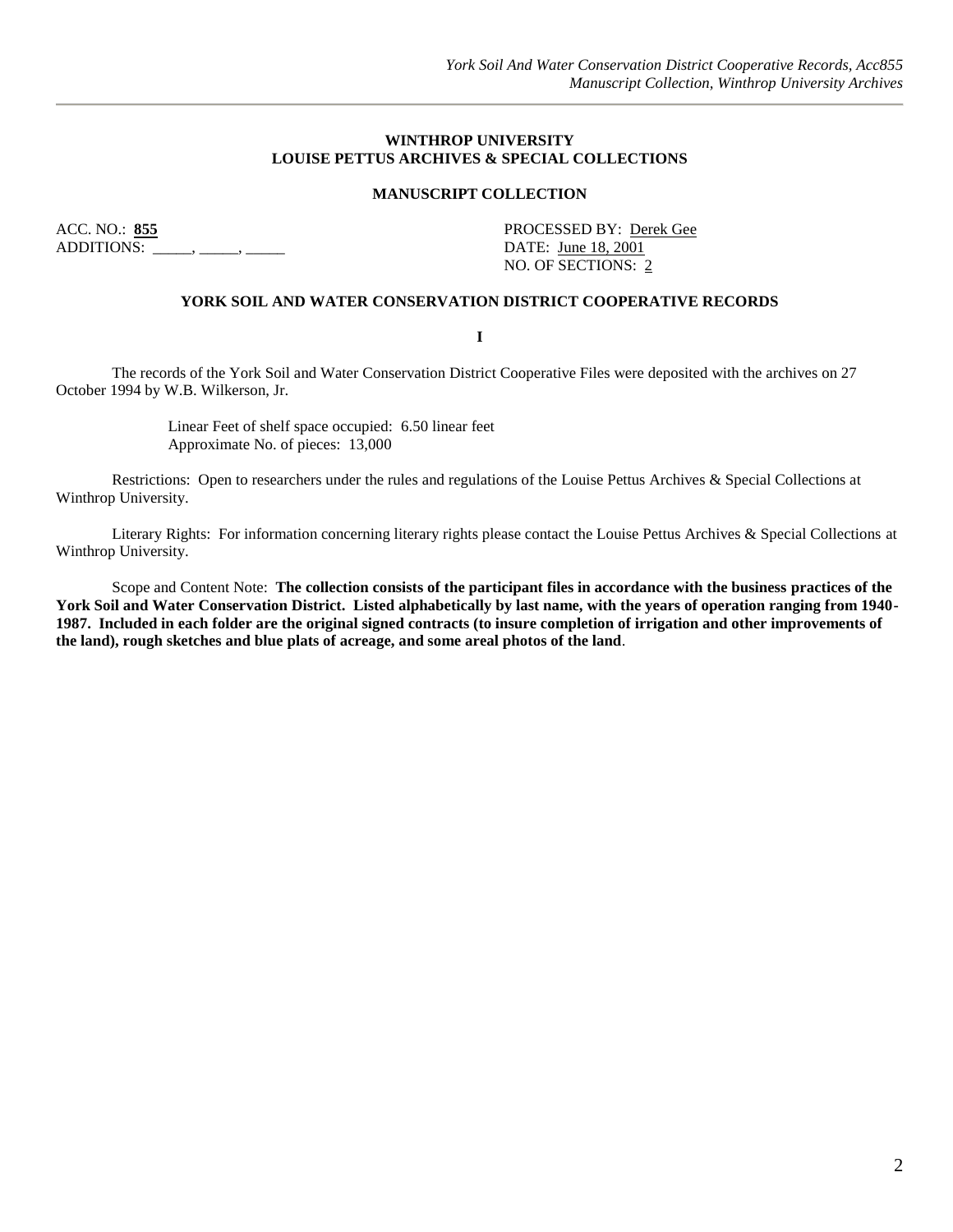**WINTHROP UNIVERSITY**
**LOUISE PETTUS ARCHIVES & SPECIAL COLLECTIONS**

**MANUSCRIPT COLLECTION**

ACC. NO.: **855**
ADDITIONS: _____, _____, _____

PROCESSED BY: Derek Gee
DATE: June 18, 2001
NO. OF SECTIONS: 2

**YORK SOIL AND WATER CONSERVATION DISTRICT COOPERATIVE RECORDS**

**I**

The records of the York Soil and Water Conservation District Cooperative Files were deposited with the archives on 27 October 1994 by W.B. Wilkerson, Jr.

Linear Feet of shelf space occupied: 6.50 linear feet
Approximate No. of pieces: 13,000

Restrictions: Open to researchers under the rules and regulations of the Louise Pettus Archives & Special Collections at Winthrop University.

Literary Rights: For information concerning literary rights please contact the Louise Pettus Archives & Special Collections at Winthrop University.

Scope and Content Note: **The collection consists of the participant files in accordance with the business practices of the York Soil and Water Conservation District. Listed alphabetically by last name, with the years of operation ranging from 1940-1987. Included in each folder are the original signed contracts (to insure completion of irrigation and other improvements of the land), rough sketches and blue plats of acreage, and some areal photos of the land**.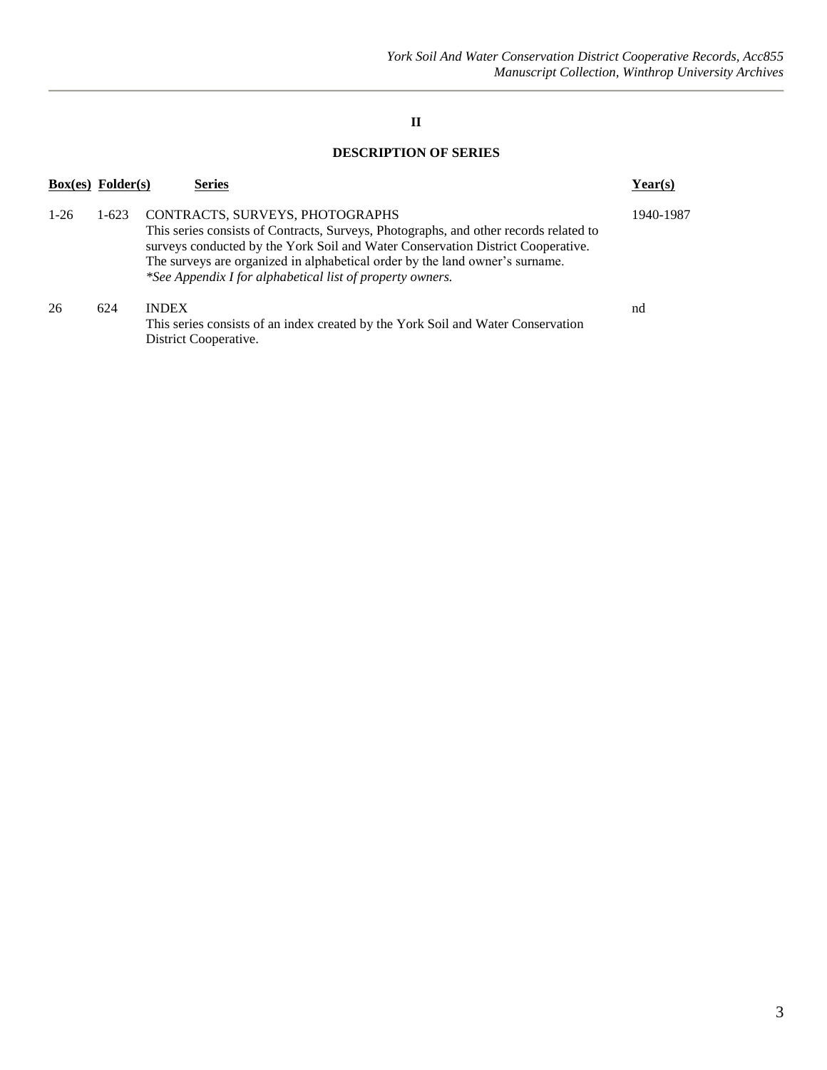## II

## DESCRIPTION OF SERIES

| Box(es) | Folder(s) | Series | Year(s) |
|---|---|---|---|
| 1-26 | 1-623 | CONTRACTS, SURVEYS, PHOTOGRAPHS<br>This series consists of Contracts, Surveys, Photographs, and other records related to surveys conducted by the York Soil and Water Conservation District Cooperative. The surveys are organized in alphabetical order by the land owner's surname.<br>*\*See Appendix I for alphabetical list of property owners.* | 1940-1987 |
| 26 | 624 | INDEX<br>This series consists of an index created by the York Soil and Water Conservation District Cooperative. | nd |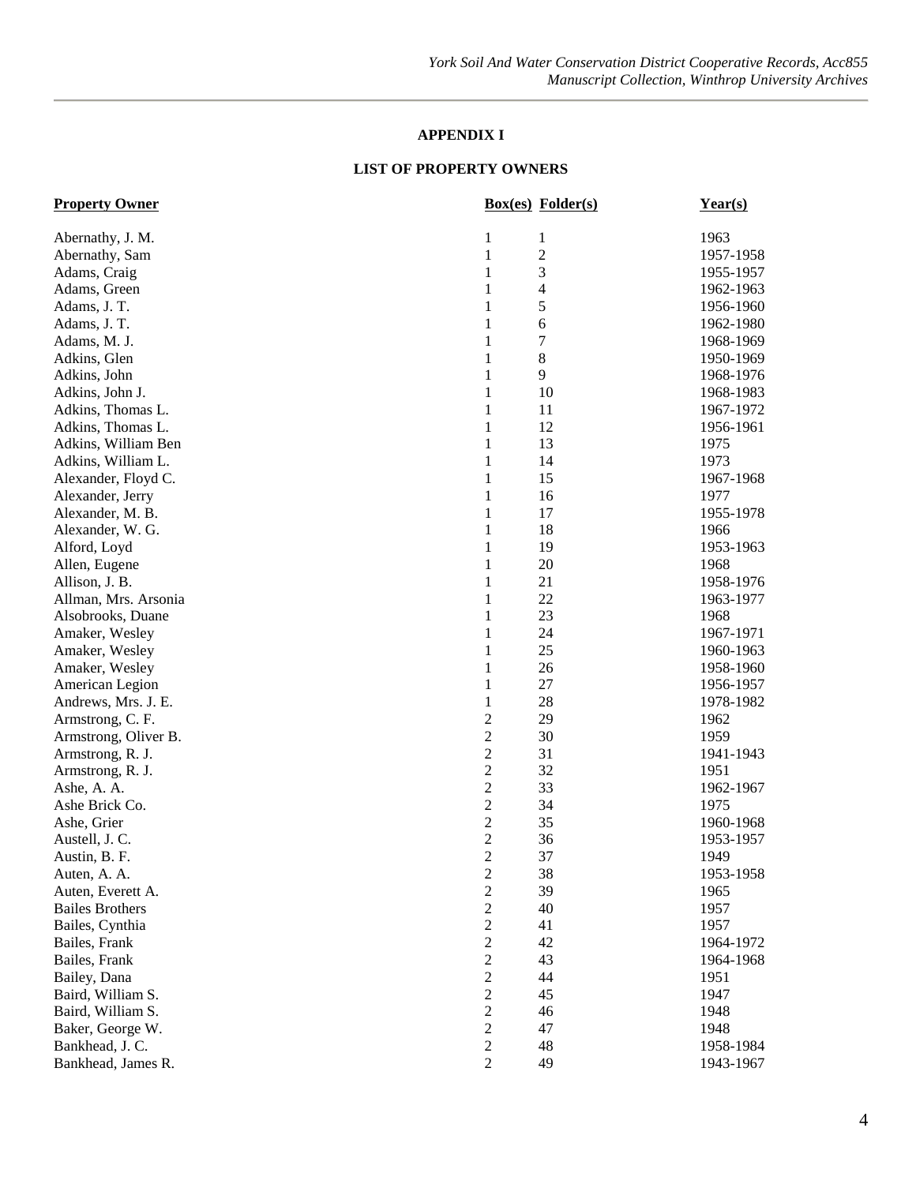## APPENDIX I

## LIST OF PROPERTY OWNERS

| Property Owner | Box(es) | Folder(s) | Year(s) |
|---|---|---|---|
| Abernathy, J. M. | 1 | 1 | 1963 |
| Abernathy, Sam | 1 | 2 | 1957-1958 |
| Adams, Craig | 1 | 3 | 1955-1957 |
| Adams, Green | 1 | 4 | 1962-1963 |
| Adams, J. T. | 1 | 5 | 1956-1960 |
| Adams, J. T. | 1 | 6 | 1962-1980 |
| Adams, M. J. | 1 | 7 | 1968-1969 |
| Adkins, Glen | 1 | 8 | 1950-1969 |
| Adkins, John | 1 | 9 | 1968-1976 |
| Adkins, John J. | 1 | 10 | 1968-1983 |
| Adkins, Thomas L. | 1 | 11 | 1967-1972 |
| Adkins, Thomas L. | 1 | 12 | 1956-1961 |
| Adkins, William Ben | 1 | 13 | 1975 |
| Adkins, William L. | 1 | 14 | 1973 |
| Alexander, Floyd C. | 1 | 15 | 1967-1968 |
| Alexander, Jerry | 1 | 16 | 1977 |
| Alexander, M. B. | 1 | 17 | 1955-1978 |
| Alexander, W. G. | 1 | 18 | 1966 |
| Alford, Loyd | 1 | 19 | 1953-1963 |
| Allen, Eugene | 1 | 20 | 1968 |
| Allison, J. B. | 1 | 21 | 1958-1976 |
| Allman, Mrs. Arsonia | 1 | 22 | 1963-1977 |
| Alsobrooks, Duane | 1 | 23 | 1968 |
| Amaker, Wesley | 1 | 24 | 1967-1971 |
| Amaker, Wesley | 1 | 25 | 1960-1963 |
| Amaker, Wesley | 1 | 26 | 1958-1960 |
| American Legion | 1 | 27 | 1956-1957 |
| Andrews, Mrs. J. E. | 1 | 28 | 1978-1982 |
| Armstrong, C. F. | 2 | 29 | 1962 |
| Armstrong, Oliver B. | 2 | 30 | 1959 |
| Armstrong, R. J. | 2 | 31 | 1941-1943 |
| Armstrong, R. J. | 2 | 32 | 1951 |
| Ashe, A. A. | 2 | 33 | 1962-1967 |
| Ashe Brick Co. | 2 | 34 | 1975 |
| Ashe, Grier | 2 | 35 | 1960-1968 |
| Austell, J. C. | 2 | 36 | 1953-1957 |
| Austin, B. F. | 2 | 37 | 1949 |
| Auten, A. A. | 2 | 38 | 1953-1958 |
| Auten, Everett A. | 2 | 39 | 1965 |
| Bailes Brothers | 2 | 40 | 1957 |
| Bailes, Cynthia | 2 | 41 | 1957 |
| Bailes, Frank | 2 | 42 | 1964-1972 |
| Bailes, Frank | 2 | 43 | 1964-1968 |
| Bailey, Dana | 2 | 44 | 1951 |
| Baird, William S. | 2 | 45 | 1947 |
| Baird, William S. | 2 | 46 | 1948 |
| Baker, George W. | 2 | 47 | 1948 |
| Bankhead, J. C. | 2 | 48 | 1958-1984 |
| Bankhead, James R. | 2 | 49 | 1943-1967 |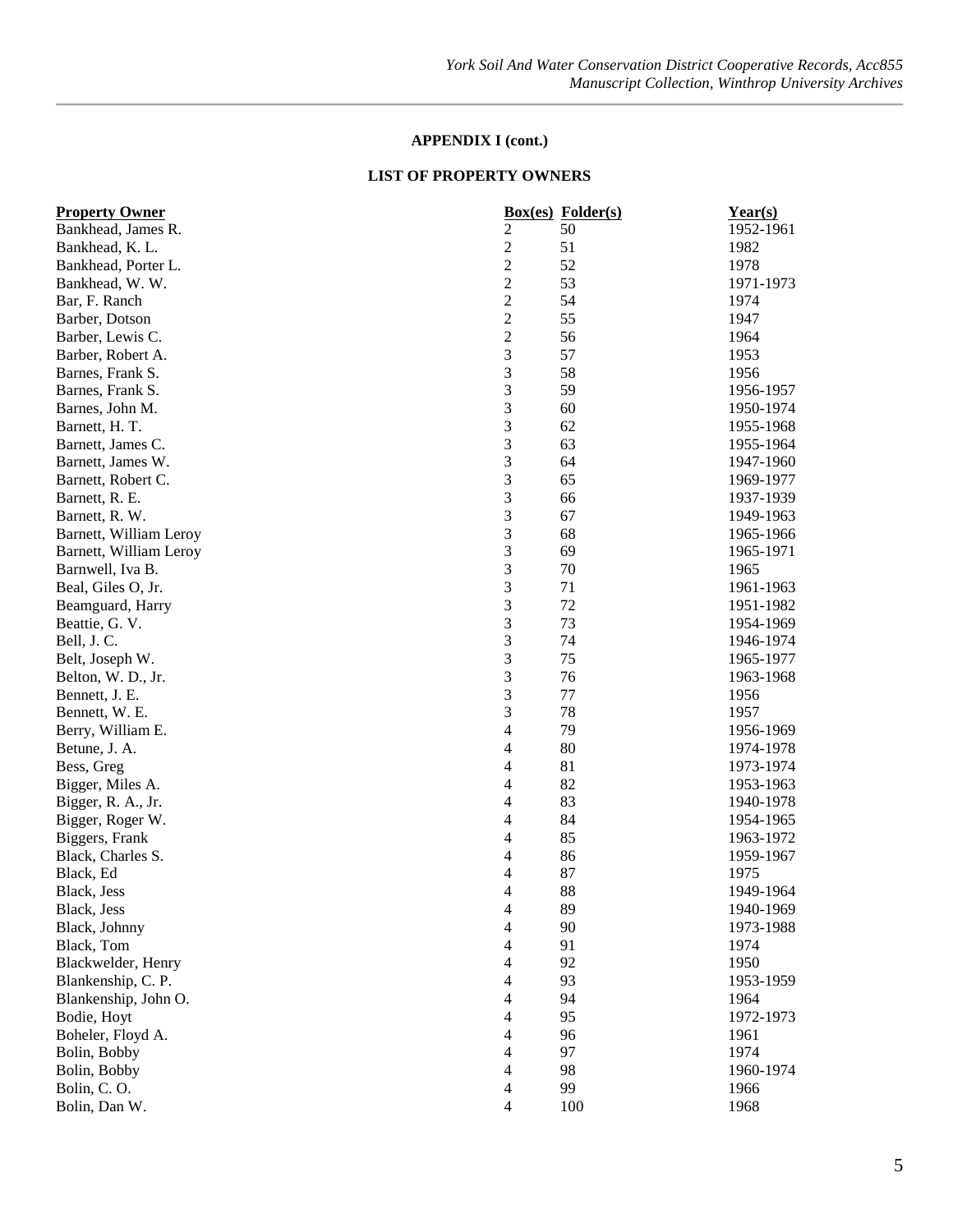**APPENDIX I (cont.)**

**LIST OF PROPERTY OWNERS**

| Property Owner | Box(es) | Folder(s) | Year(s) |
|---|---|---|---|
| Bankhead, James R. | 2 | 50 | 1952-1961 |
| Bankhead, K. L. | 2 | 51 | 1982 |
| Bankhead, Porter L. | 2 | 52 | 1978 |
| Bankhead, W. W. | 2 | 53 | 1971-1973 |
| Bar, F. Ranch | 2 | 54 | 1974 |
| Barber, Dotson | 2 | 55 | 1947 |
| Barber, Lewis C. | 2 | 56 | 1964 |
| Barber, Robert A. | 3 | 57 | 1953 |
| Barnes, Frank S. | 3 | 58 | 1956 |
| Barnes, Frank S. | 3 | 59 | 1956-1957 |
| Barnes, John M. | 3 | 60 | 1950-1974 |
| Barnett, H. T. | 3 | 62 | 1955-1968 |
| Barnett, James C. | 3 | 63 | 1955-1964 |
| Barnett, James W. | 3 | 64 | 1947-1960 |
| Barnett, Robert C. | 3 | 65 | 1969-1977 |
| Barnett, R. E. | 3 | 66 | 1937-1939 |
| Barnett, R. W. | 3 | 67 | 1949-1963 |
| Barnett, William Leroy | 3 | 68 | 1965-1966 |
| Barnett, William Leroy | 3 | 69 | 1965-1971 |
| Barnwell, Iva B. | 3 | 70 | 1965 |
| Beal, Giles O, Jr. | 3 | 71 | 1961-1963 |
| Beamguard, Harry | 3 | 72 | 1951-1982 |
| Beattie, G. V. | 3 | 73 | 1954-1969 |
| Bell, J. C. | 3 | 74 | 1946-1974 |
| Belt, Joseph W. | 3 | 75 | 1965-1977 |
| Belton, W. D., Jr. | 3 | 76 | 1963-1968 |
| Bennett, J. E. | 3 | 77 | 1956 |
| Bennett, W. E. | 3 | 78 | 1957 |
| Berry, William E. | 4 | 79 | 1956-1969 |
| Betune, J. A. | 4 | 80 | 1974-1978 |
| Bess, Greg | 4 | 81 | 1973-1974 |
| Bigger, Miles A. | 4 | 82 | 1953-1963 |
| Bigger, R. A., Jr. | 4 | 83 | 1940-1978 |
| Bigger, Roger W. | 4 | 84 | 1954-1965 |
| Biggers, Frank | 4 | 85 | 1963-1972 |
| Black, Charles S. | 4 | 86 | 1959-1967 |
| Black, Ed | 4 | 87 | 1975 |
| Black, Jess | 4 | 88 | 1949-1964 |
| Black, Jess | 4 | 89 | 1940-1969 |
| Black, Johnny | 4 | 90 | 1973-1988 |
| Black, Tom | 4 | 91 | 1974 |
| Blackwelder, Henry | 4 | 92 | 1950 |
| Blankenship, C. P. | 4 | 93 | 1953-1959 |
| Blankenship, John O. | 4 | 94 | 1964 |
| Bodie, Hoyt | 4 | 95 | 1972-1973 |
| Boheler, Floyd A. | 4 | 96 | 1961 |
| Bolin, Bobby | 4 | 97 | 1974 |
| Bolin, Bobby | 4 | 98 | 1960-1974 |
| Bolin, C. O. | 4 | 99 | 1966 |
| Bolin, Dan W. | 4 | 100 | 1968 |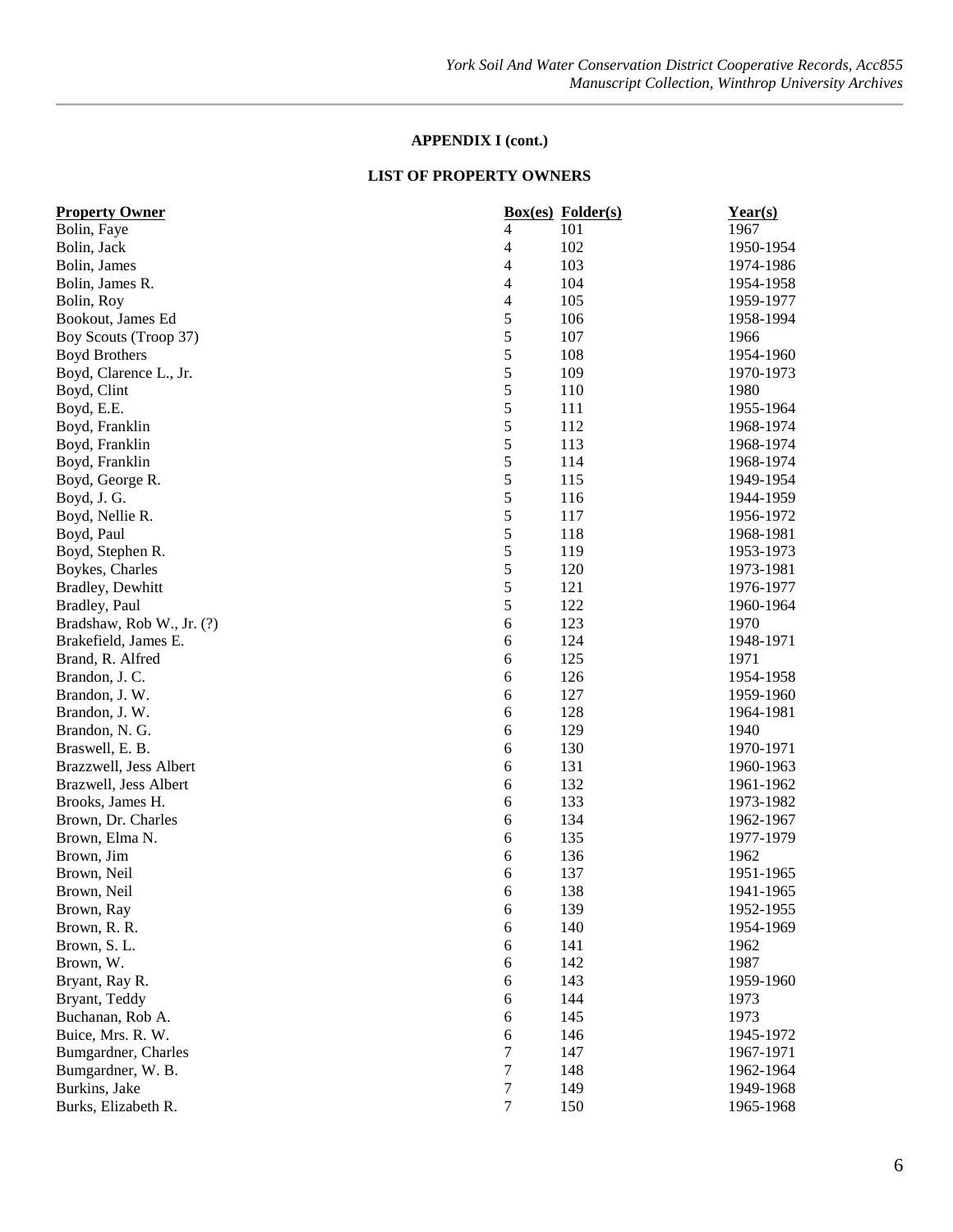**APPENDIX I (cont.)**

**LIST OF PROPERTY OWNERS**

| Property Owner | Box(es) | Folder(s) | Year(s) |
|---|---|---|---|
| Bolin, Faye | 4 | 101 | 1967 |
| Bolin, Jack | 4 | 102 | 1950-1954 |
| Bolin, James | 4 | 103 | 1974-1986 |
| Bolin, James R. | 4 | 104 | 1954-1958 |
| Bolin, Roy | 4 | 105 | 1959-1977 |
| Bookout, James Ed | 5 | 106 | 1958-1994 |
| Boy Scouts (Troop 37) | 5 | 107 | 1966 |
| Boyd Brothers | 5 | 108 | 1954-1960 |
| Boyd, Clarence L., Jr. | 5 | 109 | 1970-1973 |
| Boyd, Clint | 5 | 110 | 1980 |
| Boyd, E.E. | 5 | 111 | 1955-1964 |
| Boyd, Franklin | 5 | 112 | 1968-1974 |
| Boyd, Franklin | 5 | 113 | 1968-1974 |
| Boyd, Franklin | 5 | 114 | 1968-1974 |
| Boyd, George R. | 5 | 115 | 1949-1954 |
| Boyd, J. G. | 5 | 116 | 1944-1959 |
| Boyd, Nellie R. | 5 | 117 | 1956-1972 |
| Boyd, Paul | 5 | 118 | 1968-1981 |
| Boyd, Stephen R. | 5 | 119 | 1953-1973 |
| Boykes, Charles | 5 | 120 | 1973-1981 |
| Bradley, Dewhitt | 5 | 121 | 1976-1977 |
| Bradley, Paul | 5 | 122 | 1960-1964 |
| Bradshaw, Rob W., Jr. (?) | 6 | 123 | 1970 |
| Brakefield, James E. | 6 | 124 | 1948-1971 |
| Brand, R. Alfred | 6 | 125 | 1971 |
| Brandon, J. C. | 6 | 126 | 1954-1958 |
| Brandon, J. W. | 6 | 127 | 1959-1960 |
| Brandon, J. W. | 6 | 128 | 1964-1981 |
| Brandon, N. G. | 6 | 129 | 1940 |
| Braswell, E. B. | 6 | 130 | 1970-1971 |
| Brazzwell, Jess Albert | 6 | 131 | 1960-1963 |
| Brazwell, Jess Albert | 6 | 132 | 1961-1962 |
| Brooks, James H. | 6 | 133 | 1973-1982 |
| Brown, Dr. Charles | 6 | 134 | 1962-1967 |
| Brown, Elma N. | 6 | 135 | 1977-1979 |
| Brown, Jim | 6 | 136 | 1962 |
| Brown, Neil | 6 | 137 | 1951-1965 |
| Brown, Neil | 6 | 138 | 1941-1965 |
| Brown, Ray | 6 | 139 | 1952-1955 |
| Brown, R. R. | 6 | 140 | 1954-1969 |
| Brown, S. L. | 6 | 141 | 1962 |
| Brown, W. | 6 | 142 | 1987 |
| Bryant, Ray R. | 6 | 143 | 1959-1960 |
| Bryant, Teddy | 6 | 144 | 1973 |
| Buchanan, Rob A. | 6 | 145 | 1973 |
| Buice, Mrs. R. W. | 6 | 146 | 1945-1972 |
| Bumgardner, Charles | 7 | 147 | 1967-1971 |
| Bumgardner, W. B. | 7 | 148 | 1962-1964 |
| Burkins, Jake | 7 | 149 | 1949-1968 |
| Burks, Elizabeth R. | 7 | 150 | 1965-1968 |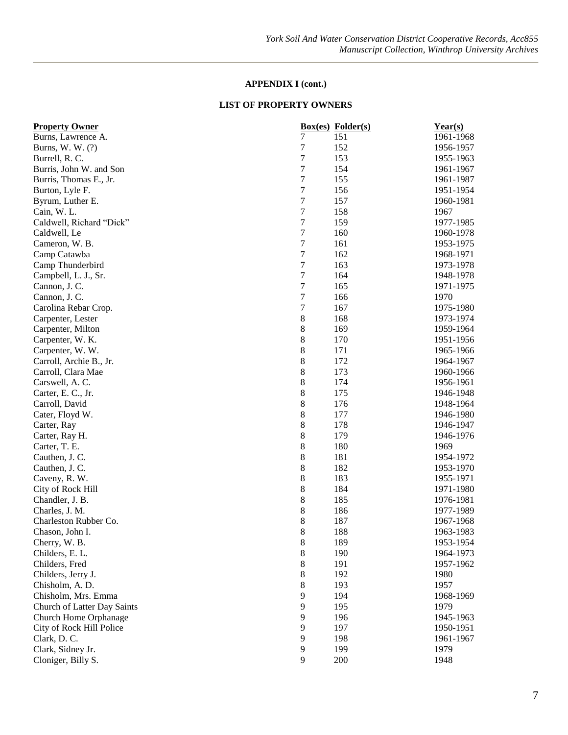**APPENDIX I (cont.)**

**LIST OF PROPERTY OWNERS**

| Property Owner | Box(es) | Folder(s) | Year(s) |
|---|---|---|---|
| Burns, Lawrence A. | 7 | 151 | 1961-1968 |
| Burns, W. W. (?) | 7 | 152 | 1956-1957 |
| Burrell, R. C. | 7 | 153 | 1955-1963 |
| Burris, John W. and Son | 7 | 154 | 1961-1967 |
| Burris, Thomas E., Jr. | 7 | 155 | 1961-1987 |
| Burton, Lyle F. | 7 | 156 | 1951-1954 |
| Byrum, Luther E. | 7 | 157 | 1960-1981 |
| Cain, W. L. | 7 | 158 | 1967 |
| Caldwell, Richard “Dick” | 7 | 159 | 1977-1985 |
| Caldwell, Le | 7 | 160 | 1960-1978 |
| Cameron, W. B. | 7 | 161 | 1953-1975 |
| Camp Catawba | 7 | 162 | 1968-1971 |
| Camp Thunderbird | 7 | 163 | 1973-1978 |
| Campbell, L. J., Sr. | 7 | 164 | 1948-1978 |
| Cannon, J. C. | 7 | 165 | 1971-1975 |
| Cannon, J. C. | 7 | 166 | 1970 |
| Carolina Rebar Crop. | 7 | 167 | 1975-1980 |
| Carpenter, Lester | 8 | 168 | 1973-1974 |
| Carpenter, Milton | 8 | 169 | 1959-1964 |
| Carpenter, W. K. | 8 | 170 | 1951-1956 |
| Carpenter, W. W. | 8 | 171 | 1965-1966 |
| Carroll, Archie B., Jr. | 8 | 172 | 1964-1967 |
| Carroll, Clara Mae | 8 | 173 | 1960-1966 |
| Carswell, A. C. | 8 | 174 | 1956-1961 |
| Carter, E. C., Jr. | 8 | 175 | 1946-1948 |
| Carroll, David | 8 | 176 | 1948-1964 |
| Cater, Floyd W. | 8 | 177 | 1946-1980 |
| Carter, Ray | 8 | 178 | 1946-1947 |
| Carter, Ray H. | 8 | 179 | 1946-1976 |
| Carter, T. E. | 8 | 180 | 1969 |
| Cauthen, J. C. | 8 | 181 | 1954-1972 |
| Cauthen, J. C. | 8 | 182 | 1953-1970 |
| Caveny, R. W. | 8 | 183 | 1955-1971 |
| City of Rock Hill | 8 | 184 | 1971-1980 |
| Chandler, J. B. | 8 | 185 | 1976-1981 |
| Charles, J. M. | 8 | 186 | 1977-1989 |
| Charleston Rubber Co. | 8 | 187 | 1967-1968 |
| Chason, John I. | 8 | 188 | 1963-1983 |
| Cherry, W. B. | 8 | 189 | 1953-1954 |
| Childers, E. L. | 8 | 190 | 1964-1973 |
| Childers, Fred | 8 | 191 | 1957-1962 |
| Childers, Jerry J. | 8 | 192 | 1980 |
| Chisholm, A. D. | 8 | 193 | 1957 |
| Chisholm, Mrs. Emma | 9 | 194 | 1968-1969 |
| Church of Latter Day Saints | 9 | 195 | 1979 |
| Church Home Orphanage | 9 | 196 | 1945-1963 |
| City of Rock Hill Police | 9 | 197 | 1950-1951 |
| Clark, D. C. | 9 | 198 | 1961-1967 |
| Clark, Sidney Jr. | 9 | 199 | 1979 |
| Cloniger, Billy S. | 9 | 200 | 1948 |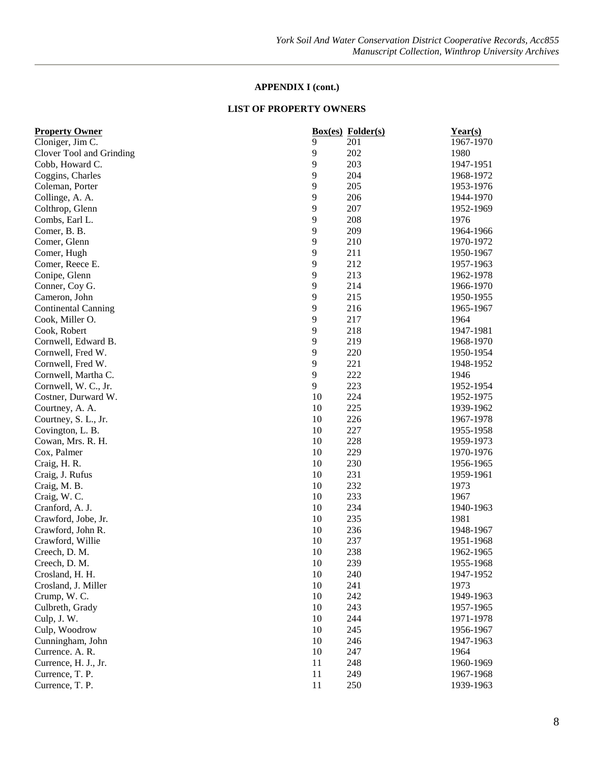**APPENDIX I (cont.)**

**LIST OF PROPERTY OWNERS**

| Property Owner | Box(es) | Folder(s) | Year(s) |
|---|---|---|---|
| Cloniger, Jim C. | 9 | 201 | 1967-1970 |
| Clover Tool and Grinding | 9 | 202 | 1980 |
| Cobb, Howard C. | 9 | 203 | 1947-1951 |
| Coggins, Charles | 9 | 204 | 1968-1972 |
| Coleman, Porter | 9 | 205 | 1953-1976 |
| Collinge, A. A. | 9 | 206 | 1944-1970 |
| Colthrop, Glenn | 9 | 207 | 1952-1969 |
| Combs, Earl L. | 9 | 208 | 1976 |
| Comer, B. B. | 9 | 209 | 1964-1966 |
| Comer, Glenn | 9 | 210 | 1970-1972 |
| Comer, Hugh | 9 | 211 | 1950-1967 |
| Comer, Reece E. | 9 | 212 | 1957-1963 |
| Conipe, Glenn | 9 | 213 | 1962-1978 |
| Conner, Coy G. | 9 | 214 | 1966-1970 |
| Cameron, John | 9 | 215 | 1950-1955 |
| Continental Canning | 9 | 216 | 1965-1967 |
| Cook, Miller O. | 9 | 217 | 1964 |
| Cook, Robert | 9 | 218 | 1947-1981 |
| Cornwell, Edward B. | 9 | 219 | 1968-1970 |
| Cornwell, Fred W. | 9 | 220 | 1950-1954 |
| Cornwell, Fred W. | 9 | 221 | 1948-1952 |
| Cornwell, Martha C. | 9 | 222 | 1946 |
| Cornwell, W. C., Jr. | 9 | 223 | 1952-1954 |
| Costner, Durward W. | 10 | 224 | 1952-1975 |
| Courtney, A. A. | 10 | 225 | 1939-1962 |
| Courtney, S. L., Jr. | 10 | 226 | 1967-1978 |
| Covington, L. B. | 10 | 227 | 1955-1958 |
| Cowan, Mrs. R. H. | 10 | 228 | 1959-1973 |
| Cox, Palmer | 10 | 229 | 1970-1976 |
| Craig, H. R. | 10 | 230 | 1956-1965 |
| Craig, J. Rufus | 10 | 231 | 1959-1961 |
| Craig, M. B. | 10 | 232 | 1973 |
| Craig, W. C. | 10 | 233 | 1967 |
| Cranford, A. J. | 10 | 234 | 1940-1963 |
| Crawford, Jobe, Jr. | 10 | 235 | 1981 |
| Crawford, John R. | 10 | 236 | 1948-1967 |
| Crawford, Willie | 10 | 237 | 1951-1968 |
| Creech, D. M. | 10 | 238 | 1962-1965 |
| Creech, D. M. | 10 | 239 | 1955-1968 |
| Crosland, H. H. | 10 | 240 | 1947-1952 |
| Crosland, J. Miller | 10 | 241 | 1973 |
| Crump, W. C. | 10 | 242 | 1949-1963 |
| Culbreth, Grady | 10 | 243 | 1957-1965 |
| Culp, J. W. | 10 | 244 | 1971-1978 |
| Culp, Woodrow | 10 | 245 | 1956-1967 |
| Cunningham, John | 10 | 246 | 1947-1963 |
| Currence. A. R. | 10 | 247 | 1964 |
| Currence, H. J., Jr. | 11 | 248 | 1960-1969 |
| Currence, T. P. | 11 | 249 | 1967-1968 |
| Currence, T. P. | 11 | 250 | 1939-1963 |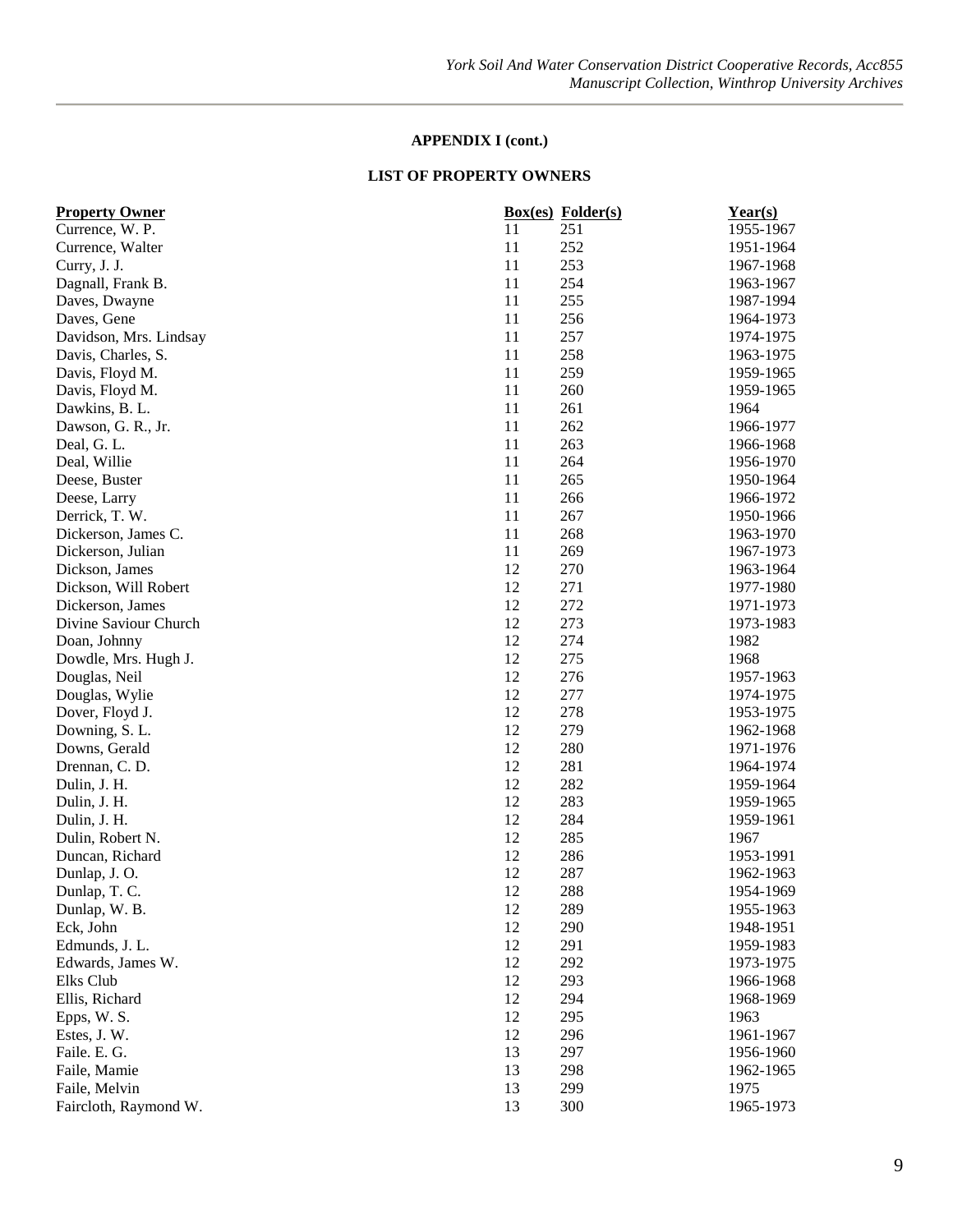**APPENDIX I (cont.)**

**LIST OF PROPERTY OWNERS**

| Property Owner | Box(es) | Folder(s) | Year(s) |
|---|---|---|---|
| Currence, W. P. | 11 | 251 | 1955-1967 |
| Currence, Walter | 11 | 252 | 1951-1964 |
| Curry, J. J. | 11 | 253 | 1967-1968 |
| Dagnall, Frank B. | 11 | 254 | 1963-1967 |
| Daves, Dwayne | 11 | 255 | 1987-1994 |
| Daves, Gene | 11 | 256 | 1964-1973 |
| Davidson, Mrs. Lindsay | 11 | 257 | 1974-1975 |
| Davis, Charles, S. | 11 | 258 | 1963-1975 |
| Davis, Floyd M. | 11 | 259 | 1959-1965 |
| Davis, Floyd M. | 11 | 260 | 1959-1965 |
| Dawkins, B. L. | 11 | 261 | 1964 |
| Dawson, G. R., Jr. | 11 | 262 | 1966-1977 |
| Deal, G. L. | 11 | 263 | 1966-1968 |
| Deal, Willie | 11 | 264 | 1956-1970 |
| Deese, Buster | 11 | 265 | 1950-1964 |
| Deese, Larry | 11 | 266 | 1966-1972 |
| Derrick, T. W. | 11 | 267 | 1950-1966 |
| Dickerson, James C. | 11 | 268 | 1963-1970 |
| Dickerson, Julian | 11 | 269 | 1967-1973 |
| Dickson, James | 12 | 270 | 1963-1964 |
| Dickson, Will Robert | 12 | 271 | 1977-1980 |
| Dickerson, James | 12 | 272 | 1971-1973 |
| Divine Saviour Church | 12 | 273 | 1973-1983 |
| Doan, Johnny | 12 | 274 | 1982 |
| Dowdle, Mrs. Hugh J. | 12 | 275 | 1968 |
| Douglas, Neil | 12 | 276 | 1957-1963 |
| Douglas, Wylie | 12 | 277 | 1974-1975 |
| Dover, Floyd J. | 12 | 278 | 1953-1975 |
| Downing, S. L. | 12 | 279 | 1962-1968 |
| Downs, Gerald | 12 | 280 | 1971-1976 |
| Drennan, C. D. | 12 | 281 | 1964-1974 |
| Dulin, J. H. | 12 | 282 | 1959-1964 |
| Dulin, J. H. | 12 | 283 | 1959-1965 |
| Dulin, J. H. | 12 | 284 | 1959-1961 |
| Dulin, Robert N. | 12 | 285 | 1967 |
| Duncan, Richard | 12 | 286 | 1953-1991 |
| Dunlap, J. O. | 12 | 287 | 1962-1963 |
| Dunlap, T. C. | 12 | 288 | 1954-1969 |
| Dunlap, W. B. | 12 | 289 | 1955-1963 |
| Eck, John | 12 | 290 | 1948-1951 |
| Edmunds, J. L. | 12 | 291 | 1959-1983 |
| Edwards, James W. | 12 | 292 | 1973-1975 |
| Elks Club | 12 | 293 | 1966-1968 |
| Ellis, Richard | 12 | 294 | 1968-1969 |
| Epps, W. S. | 12 | 295 | 1963 |
| Estes, J. W. | 12 | 296 | 1961-1967 |
| Faile. E. G. | 13 | 297 | 1956-1960 |
| Faile, Mamie | 13 | 298 | 1962-1965 |
| Faile, Melvin | 13 | 299 | 1975 |
| Faircloth, Raymond W. | 13 | 300 | 1965-1973 |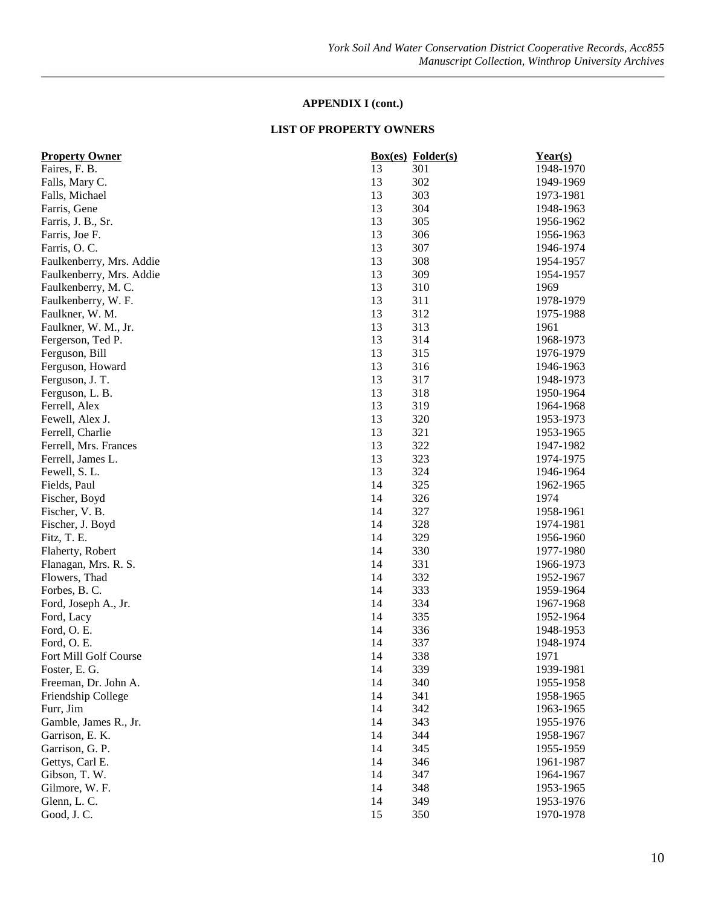## APPENDIX I (cont.)

## LIST OF PROPERTY OWNERS

| Property Owner | Box(es) | Folder(s) | Year(s) |
|---|---|---|---|
| Faires, F. B. | 13 | 301 | 1948-1970 |
| Falls, Mary C. | 13 | 302 | 1949-1969 |
| Falls, Michael | 13 | 303 | 1973-1981 |
| Farris, Gene | 13 | 304 | 1948-1963 |
| Farris, J. B., Sr. | 13 | 305 | 1956-1962 |
| Farris, Joe F. | 13 | 306 | 1956-1963 |
| Farris, O. C. | 13 | 307 | 1946-1974 |
| Faulkenberry, Mrs. Addie | 13 | 308 | 1954-1957 |
| Faulkenberry, Mrs. Addie | 13 | 309 | 1954-1957 |
| Faulkenberry, M. C. | 13 | 310 | 1969 |
| Faulkenberry, W. F. | 13 | 311 | 1978-1979 |
| Faulkner, W. M. | 13 | 312 | 1975-1988 |
| Faulkner, W. M., Jr. | 13 | 313 | 1961 |
| Fergerson, Ted P. | 13 | 314 | 1968-1973 |
| Ferguson, Bill | 13 | 315 | 1976-1979 |
| Ferguson, Howard | 13 | 316 | 1946-1963 |
| Ferguson, J. T. | 13 | 317 | 1948-1973 |
| Ferguson, L. B. | 13 | 318 | 1950-1964 |
| Ferrell, Alex | 13 | 319 | 1964-1968 |
| Fewell, Alex J. | 13 | 320 | 1953-1973 |
| Ferrell, Charlie | 13 | 321 | 1953-1965 |
| Ferrell, Mrs. Frances | 13 | 322 | 1947-1982 |
| Ferrell, James L. | 13 | 323 | 1974-1975 |
| Fewell, S. L. | 13 | 324 | 1946-1964 |
| Fields, Paul | 14 | 325 | 1962-1965 |
| Fischer, Boyd | 14 | 326 | 1974 |
| Fischer, V. B. | 14 | 327 | 1958-1961 |
| Fischer, J. Boyd | 14 | 328 | 1974-1981 |
| Fitz, T. E. | 14 | 329 | 1956-1960 |
| Flaherty, Robert | 14 | 330 | 1977-1980 |
| Flanagan, Mrs. R. S. | 14 | 331 | 1966-1973 |
| Flowers, Thad | 14 | 332 | 1952-1967 |
| Forbes, B. C. | 14 | 333 | 1959-1964 |
| Ford, Joseph A., Jr. | 14 | 334 | 1967-1968 |
| Ford, Lacy | 14 | 335 | 1952-1964 |
| Ford, O. E. | 14 | 336 | 1948-1953 |
| Ford, O. E. | 14 | 337 | 1948-1974 |
| Fort Mill Golf Course | 14 | 338 | 1971 |
| Foster, E. G. | 14 | 339 | 1939-1981 |
| Freeman, Dr. John A. | 14 | 340 | 1955-1958 |
| Friendship College | 14 | 341 | 1958-1965 |
| Furr, Jim | 14 | 342 | 1963-1965 |
| Gamble, James R., Jr. | 14 | 343 | 1955-1976 |
| Garrison, E. K. | 14 | 344 | 1958-1967 |
| Garrison, G. P. | 14 | 345 | 1955-1959 |
| Gettys, Carl E. | 14 | 346 | 1961-1987 |
| Gibson, T. W. | 14 | 347 | 1964-1967 |
| Gilmore, W. F. | 14 | 348 | 1953-1965 |
| Glenn, L. C. | 14 | 349 | 1953-1976 |
| Good, J. C. | 15 | 350 | 1970-1978 |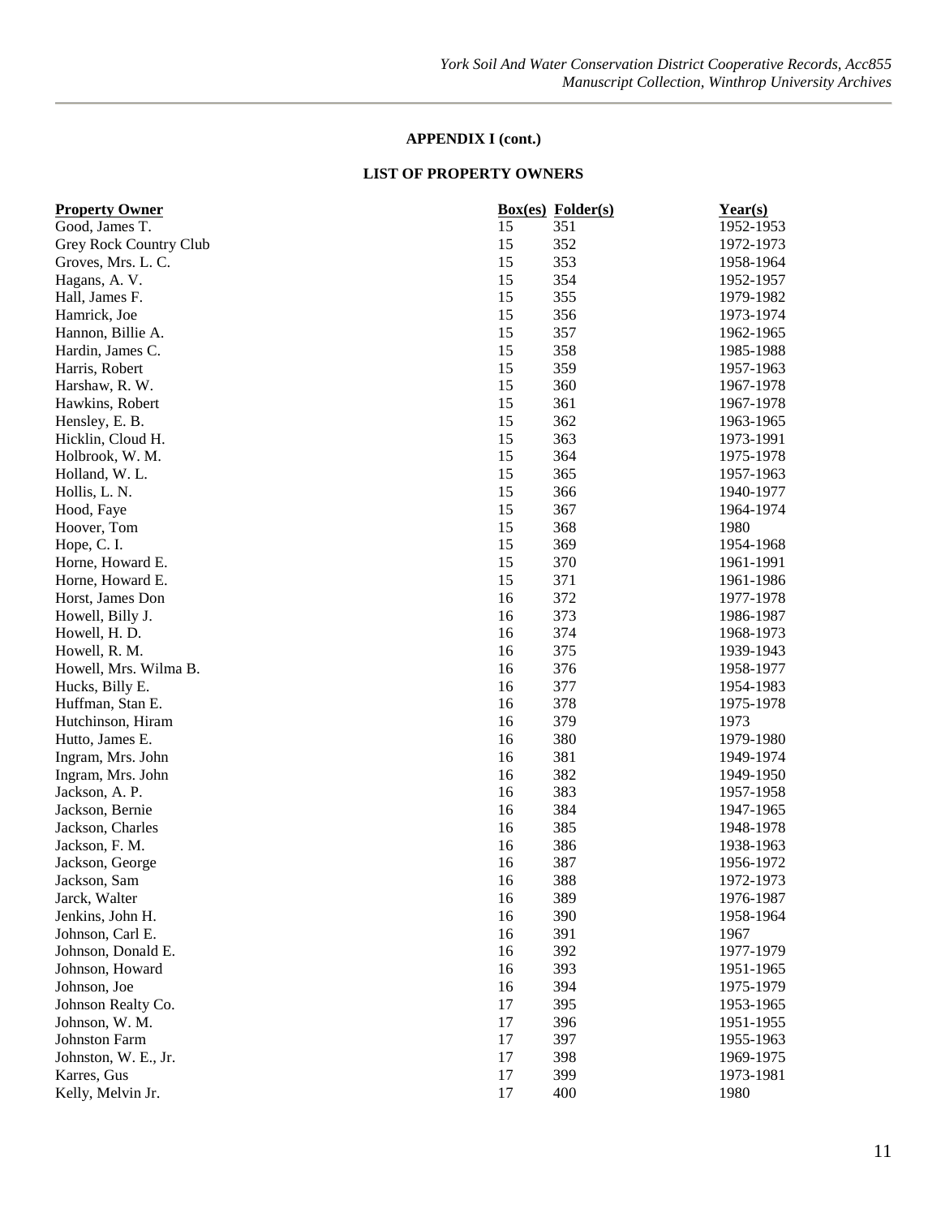**APPENDIX I (cont.)**

**LIST OF PROPERTY OWNERS**

| Property Owner | Box(es) | Folder(s) | Year(s) |
|---|---|---|---|
| Good, James T. | 15 | 351 | 1952-1953 |
| Grey Rock Country Club | 15 | 352 | 1972-1973 |
| Groves, Mrs. L. C. | 15 | 353 | 1958-1964 |
| Hagans, A. V. | 15 | 354 | 1952-1957 |
| Hall, James F. | 15 | 355 | 1979-1982 |
| Hamrick, Joe | 15 | 356 | 1973-1974 |
| Hannon, Billie A. | 15 | 357 | 1962-1965 |
| Hardin, James C. | 15 | 358 | 1985-1988 |
| Harris, Robert | 15 | 359 | 1957-1963 |
| Harshaw, R. W. | 15 | 360 | 1967-1978 |
| Hawkins, Robert | 15 | 361 | 1967-1978 |
| Hensley, E. B. | 15 | 362 | 1963-1965 |
| Hicklin, Cloud H. | 15 | 363 | 1973-1991 |
| Holbrook, W. M. | 15 | 364 | 1975-1978 |
| Holland, W. L. | 15 | 365 | 1957-1963 |
| Hollis, L. N. | 15 | 366 | 1940-1977 |
| Hood, Faye | 15 | 367 | 1964-1974 |
| Hoover, Tom | 15 | 368 | 1980 |
| Hope, C. I. | 15 | 369 | 1954-1968 |
| Horne, Howard E. | 15 | 370 | 1961-1991 |
| Horne, Howard E. | 15 | 371 | 1961-1986 |
| Horst, James Don | 16 | 372 | 1977-1978 |
| Howell, Billy J. | 16 | 373 | 1986-1987 |
| Howell, H. D. | 16 | 374 | 1968-1973 |
| Howell, R. M. | 16 | 375 | 1939-1943 |
| Howell, Mrs. Wilma B. | 16 | 376 | 1958-1977 |
| Hucks, Billy E. | 16 | 377 | 1954-1983 |
| Huffman, Stan E. | 16 | 378 | 1975-1978 |
| Hutchinson, Hiram | 16 | 379 | 1973 |
| Hutto, James E. | 16 | 380 | 1979-1980 |
| Ingram, Mrs. John | 16 | 381 | 1949-1974 |
| Ingram, Mrs. John | 16 | 382 | 1949-1950 |
| Jackson, A. P. | 16 | 383 | 1957-1958 |
| Jackson, Bernie | 16 | 384 | 1947-1965 |
| Jackson, Charles | 16 | 385 | 1948-1978 |
| Jackson, F. M. | 16 | 386 | 1938-1963 |
| Jackson, George | 16 | 387 | 1956-1972 |
| Jackson, Sam | 16 | 388 | 1972-1973 |
| Jarck, Walter | 16 | 389 | 1976-1987 |
| Jenkins, John H. | 16 | 390 | 1958-1964 |
| Johnson, Carl E. | 16 | 391 | 1967 |
| Johnson, Donald E. | 16 | 392 | 1977-1979 |
| Johnson, Howard | 16 | 393 | 1951-1965 |
| Johnson, Joe | 16 | 394 | 1975-1979 |
| Johnson Realty Co. | 17 | 395 | 1953-1965 |
| Johnson, W. M. | 17 | 396 | 1951-1955 |
| Johnston Farm | 17 | 397 | 1955-1963 |
| Johnston, W. E., Jr. | 17 | 398 | 1969-1975 |
| Karres, Gus | 17 | 399 | 1973-1981 |
| Kelly, Melvin Jr. | 17 | 400 | 1980 |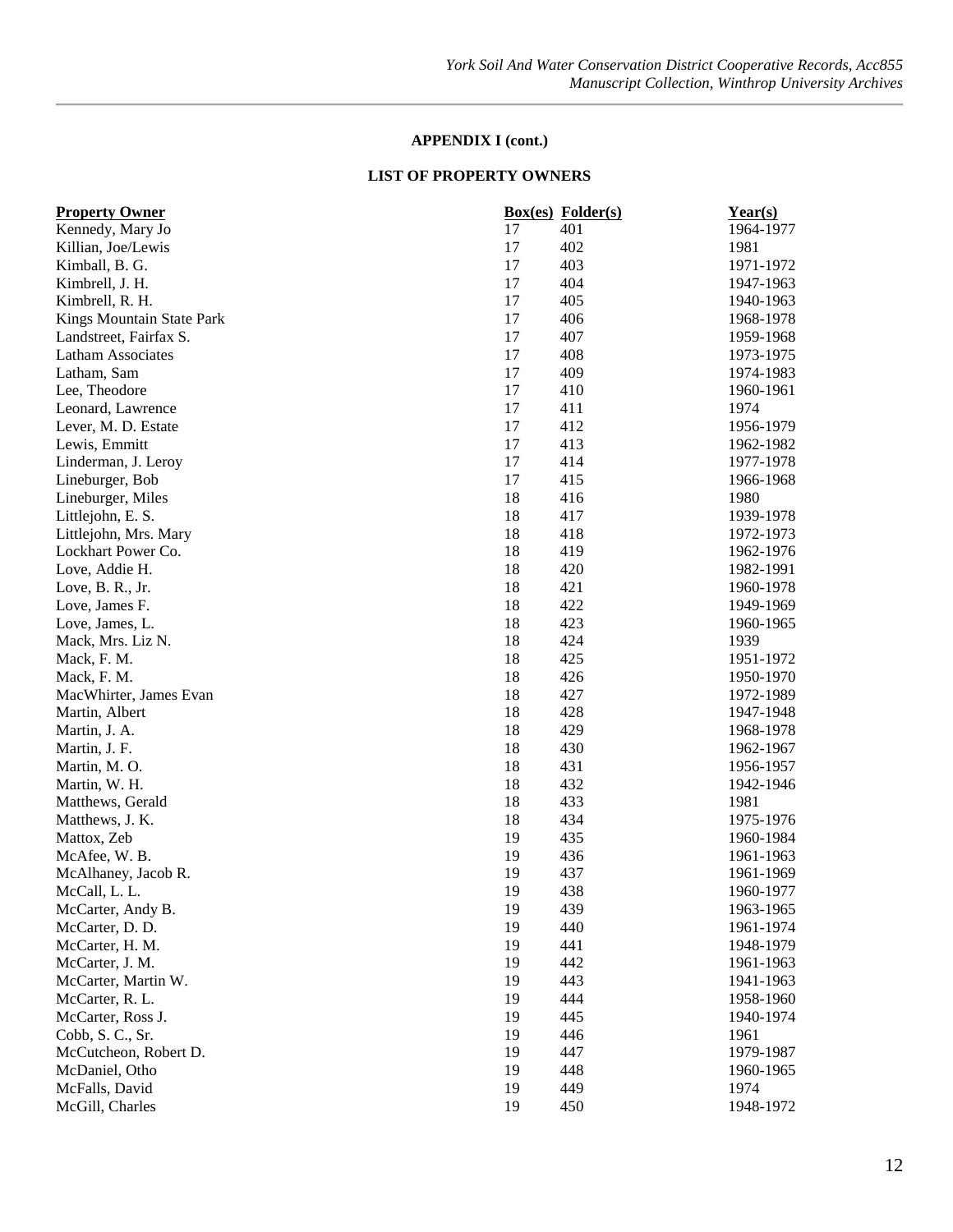**APPENDIX I (cont.)**

**LIST OF PROPERTY OWNERS**

| Property Owner | Box(es) | Folder(s) | Year(s) |
|---|---|---|---|
| Kennedy, Mary Jo | 17 | 401 | 1964-1977 |
| Killian, Joe/Lewis | 17 | 402 | 1981 |
| Kimball, B. G. | 17 | 403 | 1971-1972 |
| Kimbrell, J. H. | 17 | 404 | 1947-1963 |
| Kimbrell, R. H. | 17 | 405 | 1940-1963 |
| Kings Mountain State Park | 17 | 406 | 1968-1978 |
| Landstreet, Fairfax S. | 17 | 407 | 1959-1968 |
| Latham Associates | 17 | 408 | 1973-1975 |
| Latham, Sam | 17 | 409 | 1974-1983 |
| Lee, Theodore | 17 | 410 | 1960-1961 |
| Leonard, Lawrence | 17 | 411 | 1974 |
| Lever, M. D. Estate | 17 | 412 | 1956-1979 |
| Lewis, Emmitt | 17 | 413 | 1962-1982 |
| Linderman, J. Leroy | 17 | 414 | 1977-1978 |
| Lineburger, Bob | 17 | 415 | 1966-1968 |
| Lineburger, Miles | 18 | 416 | 1980 |
| Littlejohn, E. S. | 18 | 417 | 1939-1978 |
| Littlejohn, Mrs. Mary | 18 | 418 | 1972-1973 |
| Lockhart Power Co. | 18 | 419 | 1962-1976 |
| Love, Addie H. | 18 | 420 | 1982-1991 |
| Love, B. R., Jr. | 18 | 421 | 1960-1978 |
| Love, James F. | 18 | 422 | 1949-1969 |
| Love, James, L. | 18 | 423 | 1960-1965 |
| Mack, Mrs. Liz N. | 18 | 424 | 1939 |
| Mack, F. M. | 18 | 425 | 1951-1972 |
| Mack, F. M. | 18 | 426 | 1950-1970 |
| MacWhirter, James Evan | 18 | 427 | 1972-1989 |
| Martin, Albert | 18 | 428 | 1947-1948 |
| Martin, J. A. | 18 | 429 | 1968-1978 |
| Martin, J. F. | 18 | 430 | 1962-1967 |
| Martin, M. O. | 18 | 431 | 1956-1957 |
| Martin, W. H. | 18 | 432 | 1942-1946 |
| Matthews, Gerald | 18 | 433 | 1981 |
| Matthews, J. K. | 18 | 434 | 1975-1976 |
| Mattox, Zeb | 19 | 435 | 1960-1984 |
| McAfee, W. B. | 19 | 436 | 1961-1963 |
| McAlhaney, Jacob R. | 19 | 437 | 1961-1969 |
| McCall, L. L. | 19 | 438 | 1960-1977 |
| McCarter, Andy B. | 19 | 439 | 1963-1965 |
| McCarter, D. D. | 19 | 440 | 1961-1974 |
| McCarter, H. M. | 19 | 441 | 1948-1979 |
| McCarter, J. M. | 19 | 442 | 1961-1963 |
| McCarter, Martin W. | 19 | 443 | 1941-1963 |
| McCarter, R. L. | 19 | 444 | 1958-1960 |
| McCarter, Ross J. | 19 | 445 | 1940-1974 |
| Cobb, S. C., Sr. | 19 | 446 | 1961 |
| McCutcheon, Robert D. | 19 | 447 | 1979-1987 |
| McDaniel, Otho | 19 | 448 | 1960-1965 |
| McFalls, David | 19 | 449 | 1974 |
| McGill, Charles | 19 | 450 | 1948-1972 |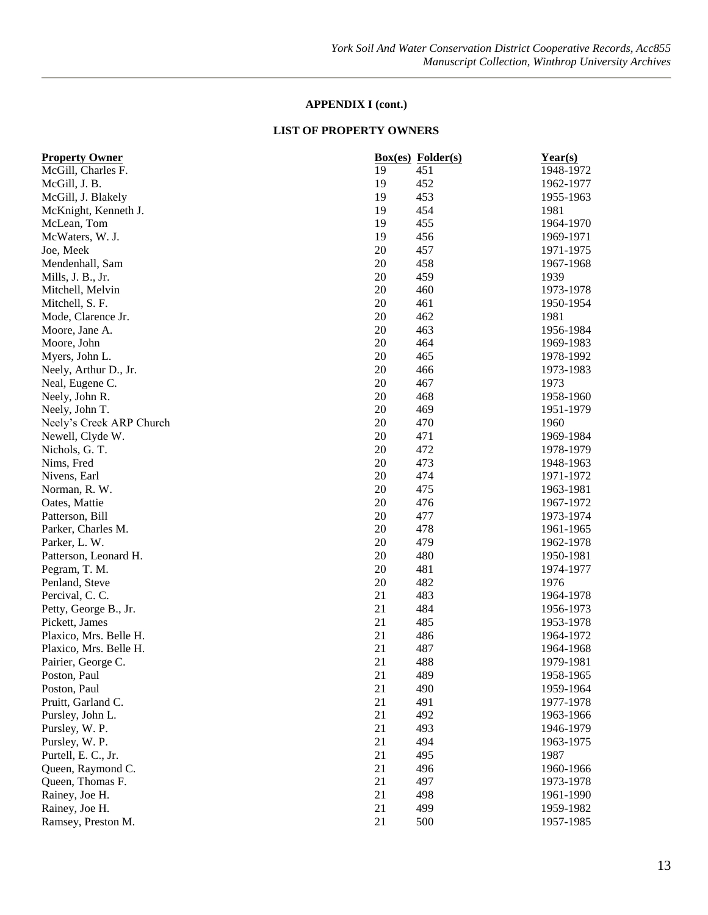**APPENDIX I (cont.)**

**LIST OF PROPERTY OWNERS**

| Property Owner | Box(es) | Folder(s) | Year(s) |
|---|---|---|---|
| McGill, Charles F. | 19 | 451 | 1948-1972 |
| McGill, J. B. | 19 | 452 | 1962-1977 |
| McGill, J. Blakely | 19 | 453 | 1955-1963 |
| McKnight, Kenneth J. | 19 | 454 | 1981 |
| McLean, Tom | 19 | 455 | 1964-1970 |
| McWaters, W. J. | 19 | 456 | 1969-1971 |
| Joe, Meek | 20 | 457 | 1971-1975 |
| Mendenhall, Sam | 20 | 458 | 1967-1968 |
| Mills, J. B., Jr. | 20 | 459 | 1939 |
| Mitchell, Melvin | 20 | 460 | 1973-1978 |
| Mitchell, S. F. | 20 | 461 | 1950-1954 |
| Mode, Clarence Jr. | 20 | 462 | 1981 |
| Moore, Jane A. | 20 | 463 | 1956-1984 |
| Moore, John | 20 | 464 | 1969-1983 |
| Myers, John L. | 20 | 465 | 1978-1992 |
| Neely, Arthur D., Jr. | 20 | 466 | 1973-1983 |
| Neal, Eugene C. | 20 | 467 | 1973 |
| Neely, John R. | 20 | 468 | 1958-1960 |
| Neely, John T. | 20 | 469 | 1951-1979 |
| Neely's Creek ARP Church | 20 | 470 | 1960 |
| Newell, Clyde W. | 20 | 471 | 1969-1984 |
| Nichols, G. T. | 20 | 472 | 1978-1979 |
| Nims, Fred | 20 | 473 | 1948-1963 |
| Nivens, Earl | 20 | 474 | 1971-1972 |
| Norman, R. W. | 20 | 475 | 1963-1981 |
| Oates, Mattie | 20 | 476 | 1967-1972 |
| Patterson, Bill | 20 | 477 | 1973-1974 |
| Parker, Charles M. | 20 | 478 | 1961-1965 |
| Parker, L. W. | 20 | 479 | 1962-1978 |
| Patterson, Leonard H. | 20 | 480 | 1950-1981 |
| Pegram, T. M. | 20 | 481 | 1974-1977 |
| Penland, Steve | 20 | 482 | 1976 |
| Percival, C. C. | 21 | 483 | 1964-1978 |
| Petty, George B., Jr. | 21 | 484 | 1956-1973 |
| Pickett, James | 21 | 485 | 1953-1978 |
| Plaxico, Mrs. Belle H. | 21 | 486 | 1964-1972 |
| Plaxico, Mrs. Belle H. | 21 | 487 | 1964-1968 |
| Pairier, George C. | 21 | 488 | 1979-1981 |
| Poston, Paul | 21 | 489 | 1958-1965 |
| Poston, Paul | 21 | 490 | 1959-1964 |
| Pruitt, Garland C. | 21 | 491 | 1977-1978 |
| Pursley, John L. | 21 | 492 | 1963-1966 |
| Pursley, W. P. | 21 | 493 | 1946-1979 |
| Pursley, W. P. | 21 | 494 | 1963-1975 |
| Purtell, E. C., Jr. | 21 | 495 | 1987 |
| Queen, Raymond C. | 21 | 496 | 1960-1966 |
| Queen, Thomas F. | 21 | 497 | 1973-1978 |
| Rainey, Joe H. | 21 | 498 | 1961-1990 |
| Rainey, Joe H. | 21 | 499 | 1959-1982 |
| Ramsey, Preston M. | 21 | 500 | 1957-1985 |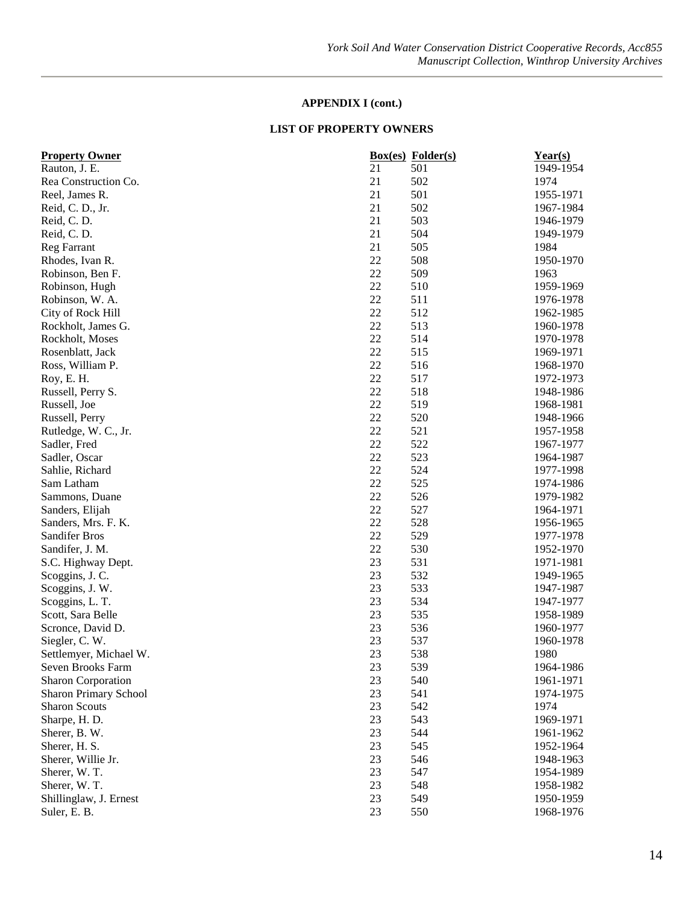**APPENDIX I (cont.)**

**LIST OF PROPERTY OWNERS**

| Property Owner | Box(es) | Folder(s) | Year(s) |
|---|---|---|---|
| Rauton, J. E. | 21 | 501 | 1949-1954 |
| Rea Construction Co. | 21 | 502 | 1974 |
| Reel, James R. | 21 | 501 | 1955-1971 |
| Reid, C. D., Jr. | 21 | 502 | 1967-1984 |
| Reid, C. D. | 21 | 503 | 1946-1979 |
| Reid, C. D. | 21 | 504 | 1949-1979 |
| Reg Farrant | 21 | 505 | 1984 |
| Rhodes, Ivan R. | 22 | 508 | 1950-1970 |
| Robinson, Ben F. | 22 | 509 | 1963 |
| Robinson, Hugh | 22 | 510 | 1959-1969 |
| Robinson, W. A. | 22 | 511 | 1976-1978 |
| City of Rock Hill | 22 | 512 | 1962-1985 |
| Rockholt, James G. | 22 | 513 | 1960-1978 |
| Rockholt, Moses | 22 | 514 | 1970-1978 |
| Rosenblatt, Jack | 22 | 515 | 1969-1971 |
| Ross, William P. | 22 | 516 | 1968-1970 |
| Roy, E. H. | 22 | 517 | 1972-1973 |
| Russell, Perry S. | 22 | 518 | 1948-1986 |
| Russell, Joe | 22 | 519 | 1968-1981 |
| Russell, Perry | 22 | 520 | 1948-1966 |
| Rutledge, W. C., Jr. | 22 | 521 | 1957-1958 |
| Sadler, Fred | 22 | 522 | 1967-1977 |
| Sadler, Oscar | 22 | 523 | 1964-1987 |
| Sahlie, Richard | 22 | 524 | 1977-1998 |
| Sam Latham | 22 | 525 | 1974-1986 |
| Sammons, Duane | 22 | 526 | 1979-1982 |
| Sanders, Elijah | 22 | 527 | 1964-1971 |
| Sanders, Mrs. F. K. | 22 | 528 | 1956-1965 |
| Sandifer Bros | 22 | 529 | 1977-1978 |
| Sandifer, J. M. | 22 | 530 | 1952-1970 |
| S.C. Highway Dept. | 23 | 531 | 1971-1981 |
| Scoggins, J. C. | 23 | 532 | 1949-1965 |
| Scoggins, J. W. | 23 | 533 | 1947-1987 |
| Scoggins, L. T. | 23 | 534 | 1947-1977 |
| Scott, Sara Belle | 23 | 535 | 1958-1989 |
| Scronce, David D. | 23 | 536 | 1960-1977 |
| Siegler, C. W. | 23 | 537 | 1960-1978 |
| Settlemyer, Michael W. | 23 | 538 | 1980 |
| Seven Brooks Farm | 23 | 539 | 1964-1986 |
| Sharon Corporation | 23 | 540 | 1961-1971 |
| Sharon Primary School | 23 | 541 | 1974-1975 |
| Sharon Scouts | 23 | 542 | 1974 |
| Sharpe, H. D. | 23 | 543 | 1969-1971 |
| Sherer, B. W. | 23 | 544 | 1961-1962 |
| Sherer, H. S. | 23 | 545 | 1952-1964 |
| Sherer, Willie Jr. | 23 | 546 | 1948-1963 |
| Sherer, W. T. | 23 | 547 | 1954-1989 |
| Sherer, W. T. | 23 | 548 | 1958-1982 |
| Shillinglaw, J. Ernest | 23 | 549 | 1950-1959 |
| Suler, E. B. | 23 | 550 | 1968-1976 |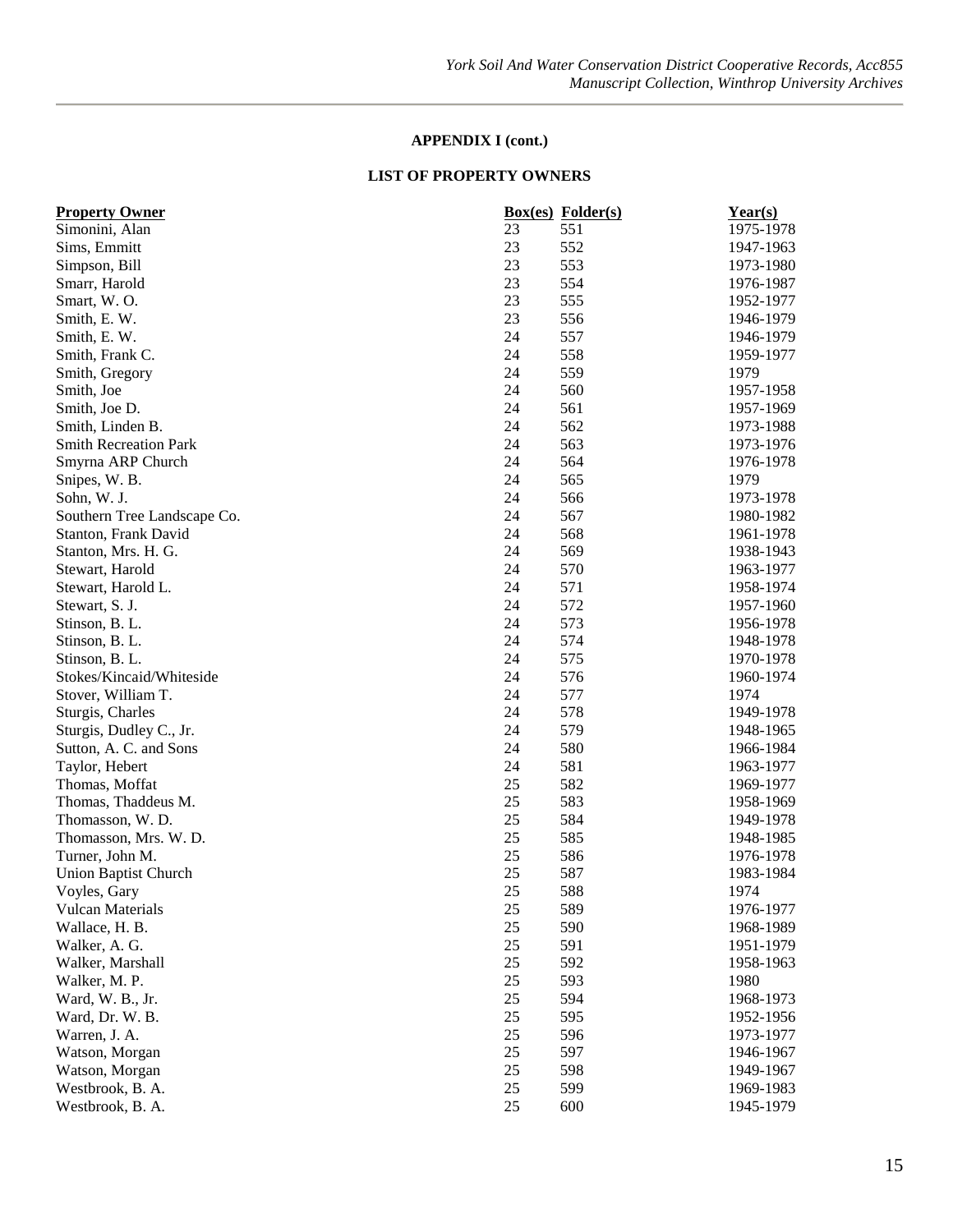**APPENDIX I (cont.)**

**LIST OF PROPERTY OWNERS**

| Property Owner | Box(es) | Folder(s) | Year(s) |
|---|---|---|---|
| Simonini, Alan | 23 | 551 | 1975-1978 |
| Sims, Emmitt | 23 | 552 | 1947-1963 |
| Simpson, Bill | 23 | 553 | 1973-1980 |
| Smarr, Harold | 23 | 554 | 1976-1987 |
| Smart, W. O. | 23 | 555 | 1952-1977 |
| Smith, E. W. | 23 | 556 | 1946-1979 |
| Smith, E. W. | 24 | 557 | 1946-1979 |
| Smith, Frank C. | 24 | 558 | 1959-1977 |
| Smith, Gregory | 24 | 559 | 1979 |
| Smith, Joe | 24 | 560 | 1957-1958 |
| Smith, Joe D. | 24 | 561 | 1957-1969 |
| Smith, Linden B. | 24 | 562 | 1973-1988 |
| Smith Recreation Park | 24 | 563 | 1973-1976 |
| Smyrna ARP Church | 24 | 564 | 1976-1978 |
| Snipes, W. B. | 24 | 565 | 1979 |
| Sohn, W. J. | 24 | 566 | 1973-1978 |
| Southern Tree Landscape Co. | 24 | 567 | 1980-1982 |
| Stanton, Frank David | 24 | 568 | 1961-1978 |
| Stanton, Mrs. H. G. | 24 | 569 | 1938-1943 |
| Stewart, Harold | 24 | 570 | 1963-1977 |
| Stewart, Harold L. | 24 | 571 | 1958-1974 |
| Stewart, S. J. | 24 | 572 | 1957-1960 |
| Stinson, B. L. | 24 | 573 | 1956-1978 |
| Stinson, B. L. | 24 | 574 | 1948-1978 |
| Stinson, B. L. | 24 | 575 | 1970-1978 |
| Stokes/Kincaid/Whiteside | 24 | 576 | 1960-1974 |
| Stover, William T. | 24 | 577 | 1974 |
| Sturgis, Charles | 24 | 578 | 1949-1978 |
| Sturgis, Dudley C., Jr. | 24 | 579 | 1948-1965 |
| Sutton, A. C. and Sons | 24 | 580 | 1966-1984 |
| Taylor, Hebert | 24 | 581 | 1963-1977 |
| Thomas, Moffat | 25 | 582 | 1969-1977 |
| Thomas, Thaddeus M. | 25 | 583 | 1958-1969 |
| Thomasson, W. D. | 25 | 584 | 1949-1978 |
| Thomasson, Mrs. W. D. | 25 | 585 | 1948-1985 |
| Turner, John M. | 25 | 586 | 1976-1978 |
| Union Baptist Church | 25 | 587 | 1983-1984 |
| Voyles, Gary | 25 | 588 | 1974 |
| Vulcan Materials | 25 | 589 | 1976-1977 |
| Wallace, H. B. | 25 | 590 | 1968-1989 |
| Walker, A. G. | 25 | 591 | 1951-1979 |
| Walker, Marshall | 25 | 592 | 1958-1963 |
| Walker, M. P. | 25 | 593 | 1980 |
| Ward, W. B., Jr. | 25 | 594 | 1968-1973 |
| Ward, Dr. W. B. | 25 | 595 | 1952-1956 |
| Warren, J. A. | 25 | 596 | 1973-1977 |
| Watson, Morgan | 25 | 597 | 1946-1967 |
| Watson, Morgan | 25 | 598 | 1949-1967 |
| Westbrook, B. A. | 25 | 599 | 1969-1983 |
| Westbrook, B. A. | 25 | 600 | 1945-1979 |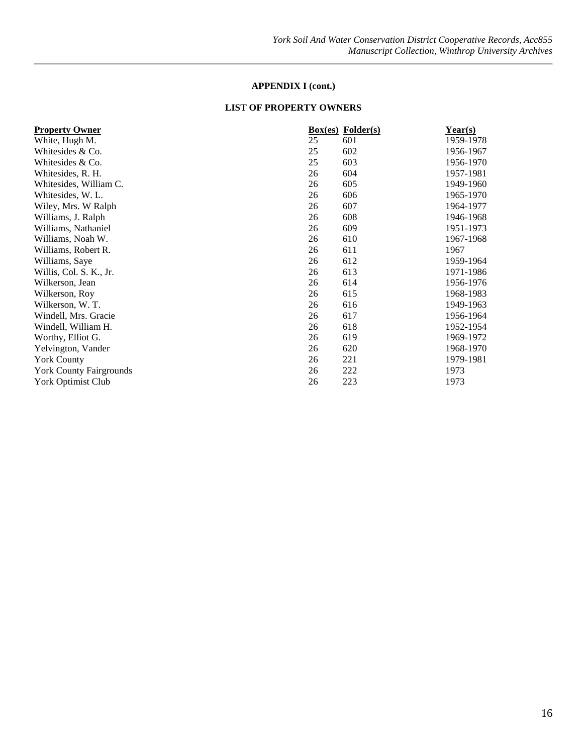**APPENDIX I (cont.)**

**LIST OF PROPERTY OWNERS**

| Property Owner | Box(es) | Folder(s) | Year(s) |
|---|---|---|---|
| White, Hugh M. | 25 | 601 | 1959-1978 |
| Whitesides & Co. | 25 | 602 | 1956-1967 |
| Whitesides & Co. | 25 | 603 | 1956-1970 |
| Whitesides, R. H. | 26 | 604 | 1957-1981 |
| Whitesides, William C. | 26 | 605 | 1949-1960 |
| Whitesides, W. L. | 26 | 606 | 1965-1970 |
| Wiley, Mrs. W Ralph | 26 | 607 | 1964-1977 |
| Williams, J. Ralph | 26 | 608 | 1946-1968 |
| Williams, Nathaniel | 26 | 609 | 1951-1973 |
| Williams, Noah W. | 26 | 610 | 1967-1968 |
| Williams, Robert R. | 26 | 611 | 1967 |
| Williams, Saye | 26 | 612 | 1959-1964 |
| Willis, Col. S. K., Jr. | 26 | 613 | 1971-1986 |
| Wilkerson, Jean | 26 | 614 | 1956-1976 |
| Wilkerson, Roy | 26 | 615 | 1968-1983 |
| Wilkerson, W. T. | 26 | 616 | 1949-1963 |
| Windell, Mrs. Gracie | 26 | 617 | 1956-1964 |
| Windell, William H. | 26 | 618 | 1952-1954 |
| Worthy, Elliot G. | 26 | 619 | 1969-1972 |
| Yelvington, Vander | 26 | 620 | 1968-1970 |
| York County | 26 | 221 | 1979-1981 |
| York County Fairgrounds | 26 | 222 | 1973 |
| York Optimist Club | 26 | 223 | 1973 |